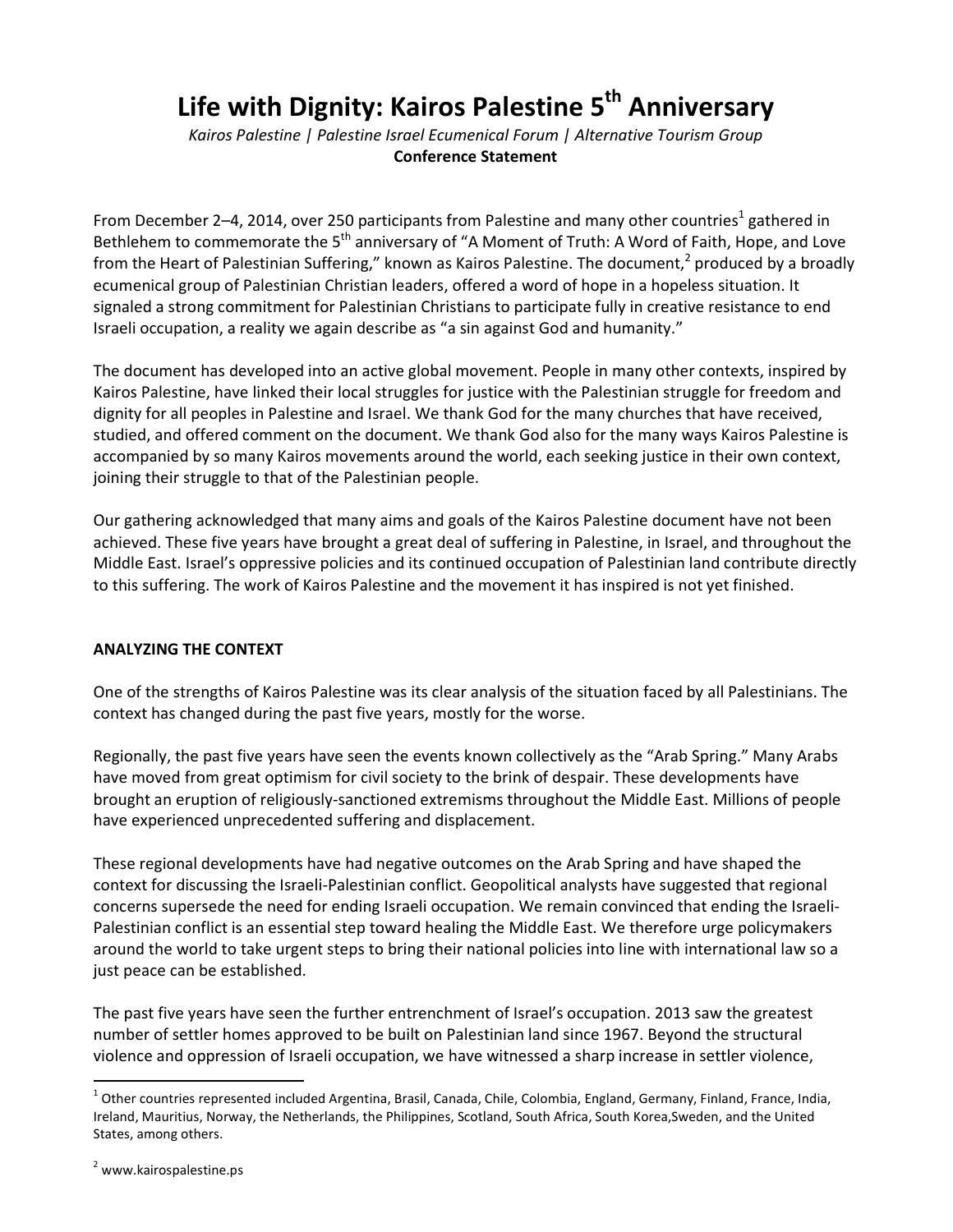# Life with Dignity: Kairos Palestine 5th Anniversary

*Kairos Palestine | Palestine Israel Ecumenical Forum | Alternative Tourism Group*

**Conference Statement**

From December 2–4, 2014, over 250 participants from Palestine and many other countries[1] gathered in Bethlehem to commemorate the 5th anniversary of "A Moment of Truth: A Word of Faith, Hope, and Love from the Heart of Palestinian Suffering," known as Kairos Palestine. The document,[2] produced by a broadly ecumenical group of Palestinian Christian leaders, offered a word of hope in a hopeless situation. It signaled a strong commitment for Palestinian Christians to participate fully in creative resistance to end Israeli occupation, a reality we again describe as "a sin against God and humanity."

The document has developed into an active global movement. People in many other contexts, inspired by Kairos Palestine, have linked their local struggles for justice with the Palestinian struggle for freedom and dignity for all peoples in Palestine and Israel. We thank God for the many churches that have received, studied, and offered comment on the document. We thank God also for the many ways Kairos Palestine is accompanied by so many Kairos movements around the world, each seeking justice in their own context, joining their struggle to that of the Palestinian people.

Our gathering acknowledged that many aims and goals of the Kairos Palestine document have not been achieved. These five years have brought a great deal of suffering in Palestine, in Israel, and throughout the Middle East. Israel's oppressive policies and its continued occupation of Palestinian land contribute directly to this suffering. The work of Kairos Palestine and the movement it has inspired is not yet finished.

## ANALYZING THE CONTEXT

One of the strengths of Kairos Palestine was its clear analysis of the situation faced by all Palestinians. The context has changed during the past five years, mostly for the worse.

Regionally, the past five years have seen the events known collectively as the "Arab Spring." Many Arabs have moved from great optimism for civil society to the brink of despair. These developments have brought an eruption of religiously-sanctioned extremisms throughout the Middle East. Millions of people have experienced unprecedented suffering and displacement.

These regional developments have had negative outcomes on the Arab Spring and have shaped the context for discussing the Israeli-Palestinian conflict. Geopolitical analysts have suggested that regional concerns supersede the need for ending Israeli occupation. We remain convinced that ending the Israeli-Palestinian conflict is an essential step toward healing the Middle East. We therefore urge policymakers around the world to take urgent steps to bring their national policies into line with international law so a just peace can be established.

The past five years have seen the further entrenchment of Israel's occupation. 2013 saw the greatest number of settler homes approved to be built on Palestinian land since 1967. Beyond the structural violence and oppression of Israeli occupation, we have witnessed a sharp increase in settler violence,

---

[1] Other countries represented included Argentina, Brasil, Canada, Chile, Colombia, England, Germany, Finland, France, India, Ireland, Mauritius, Norway, the Netherlands, the Philippines, Scotland, South Africa, South Korea,Sweden, and the United States, among others.

[2] www.kairospalestine.ps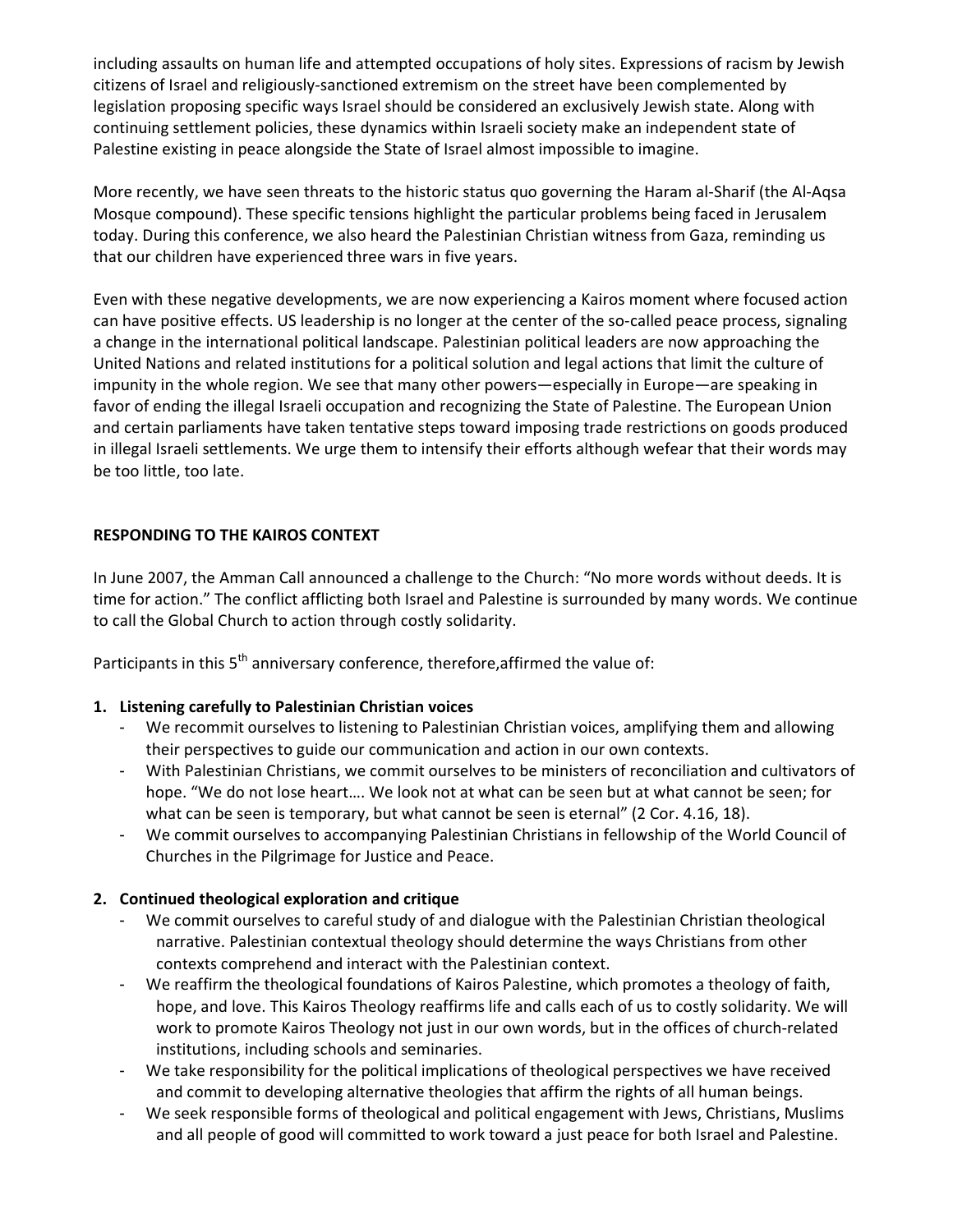including assaults on human life and attempted occupations of holy sites. Expressions of racism by Jewish citizens of Israel and religiously-sanctioned extremism on the street have been complemented by legislation proposing specific ways Israel should be considered an exclusively Jewish state. Along with continuing settlement policies, these dynamics within Israeli society make an independent state of Palestine existing in peace alongside the State of Israel almost impossible to imagine.

More recently, we have seen threats to the historic status quo governing the Haram al-Sharif (the Al-Aqsa Mosque compound). These specific tensions highlight the particular problems being faced in Jerusalem today. During this conference, we also heard the Palestinian Christian witness from Gaza, reminding us that our children have experienced three wars in five years.

Even with these negative developments, we are now experiencing a Kairos moment where focused action can have positive effects. US leadership is no longer at the center of the so-called peace process, signaling a change in the international political landscape. Palestinian political leaders are now approaching the United Nations and related institutions for a political solution and legal actions that limit the culture of impunity in the whole region. We see that many other powers—especially in Europe—are speaking in favor of ending the illegal Israeli occupation and recognizing the State of Palestine. The European Union and certain parliaments have taken tentative steps toward imposing trade restrictions on goods produced in illegal Israeli settlements. We urge them to intensify their efforts although wefear that their words may be too little, too late.

## RESPONDING TO THE KAIROS CONTEXT

In June 2007, the Amman Call announced a challenge to the Church: "No more words without deeds. It is time for action." The conflict afflicting both Israel and Palestine is surrounded by many words. We continue to call the Global Church to action through costly solidarity.

Participants in this 5th anniversary conference, therefore,affirmed the value of:

1. **Listening carefully to Palestinian Christian voices**
   - We recommit ourselves to listening to Palestinian Christian voices, amplifying them and allowing their perspectives to guide our communication and action in our own contexts.
   - With Palestinian Christians, we commit ourselves to be ministers of reconciliation and cultivators of hope. "We do not lose heart…. We look not at what can be seen but at what cannot be seen; for what can be seen is temporary, but what cannot be seen is eternal" (2 Cor. 4.16, 18).
   - We commit ourselves to accompanying Palestinian Christians in fellowship of the World Council of Churches in the Pilgrimage for Justice and Peace.

2. **Continued theological exploration and critique**
   - We commit ourselves to careful study of and dialogue with the Palestinian Christian theological narrative. Palestinian contextual theology should determine the ways Christians from other contexts comprehend and interact with the Palestinian context.
   - We reaffirm the theological foundations of Kairos Palestine, which promotes a theology of faith, hope, and love. This Kairos Theology reaffirms life and calls each of us to costly solidarity. We will work to promote Kairos Theology not just in our own words, but in the offices of church-related institutions, including schools and seminaries.
   - We take responsibility for the political implications of theological perspectives we have received and commit to developing alternative theologies that affirm the rights of all human beings.
   - We seek responsible forms of theological and political engagement with Jews, Christians, Muslims and all people of good will committed to work toward a just peace for both Israel and Palestine.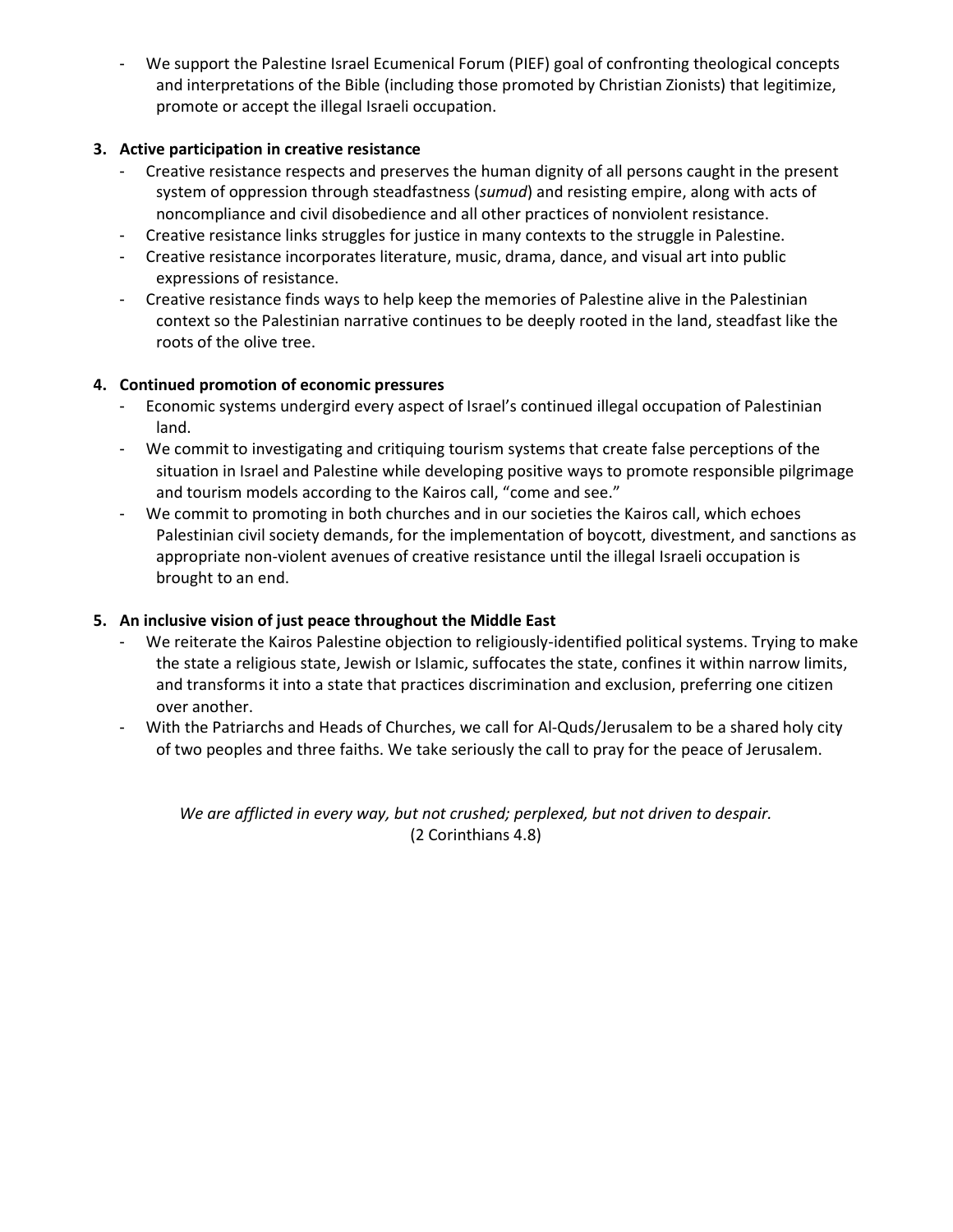- We support the Palestine Israel Ecumenical Forum (PIEF) goal of confronting theological concepts and interpretations of the Bible (including those promoted by Christian Zionists) that legitimize, promote or accept the illegal Israeli occupation.

**3. Active participation in creative resistance**

- Creative resistance respects and preserves the human dignity of all persons caught in the present system of oppression through steadfastness (*sumud*) and resisting empire, along with acts of noncompliance and civil disobedience and all other practices of nonviolent resistance.
- Creative resistance links struggles for justice in many contexts to the struggle in Palestine.
- Creative resistance incorporates literature, music, drama, dance, and visual art into public expressions of resistance.
- Creative resistance finds ways to help keep the memories of Palestine alive in the Palestinian context so the Palestinian narrative continues to be deeply rooted in the land, steadfast like the roots of the olive tree.

**4. Continued promotion of economic pressures**

- Economic systems undergird every aspect of Israel's continued illegal occupation of Palestinian land.
- We commit to investigating and critiquing tourism systems that create false perceptions of the situation in Israel and Palestine while developing positive ways to promote responsible pilgrimage and tourism models according to the Kairos call, "come and see."
- We commit to promoting in both churches and in our societies the Kairos call, which echoes Palestinian civil society demands, for the implementation of boycott, divestment, and sanctions as appropriate non-violent avenues of creative resistance until the illegal Israeli occupation is brought to an end.

**5. An inclusive vision of just peace throughout the Middle East**

- We reiterate the Kairos Palestine objection to religiously-identified political systems. Trying to make the state a religious state, Jewish or Islamic, suffocates the state, confines it within narrow limits, and transforms it into a state that practices discrimination and exclusion, preferring one citizen over another.
- With the Patriarchs and Heads of Churches, we call for Al-Quds/Jerusalem to be a shared holy city of two peoples and three faiths. We take seriously the call to pray for the peace of Jerusalem.

*We are afflicted in every way, but not crushed; perplexed, but not driven to despair.*
(2 Corinthians 4.8)